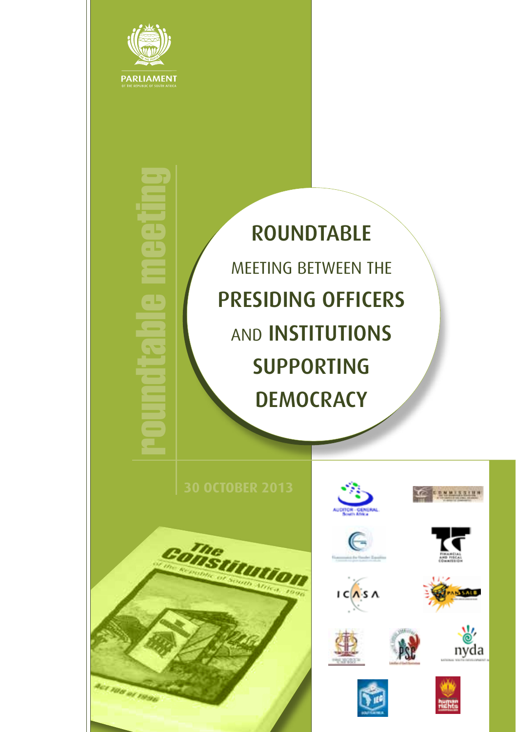PARLIAMENT
OF THE REPUBLIC OF SOUTH AFRICA

roundtable meeting

# ROUNDTABLE

MEETING BETWEEN THE

# PRESIDING OFFICERS

AND **INSTITUTIONS**

# SUPPORTING

# DEMOCRACY

30 OCTOBER 2013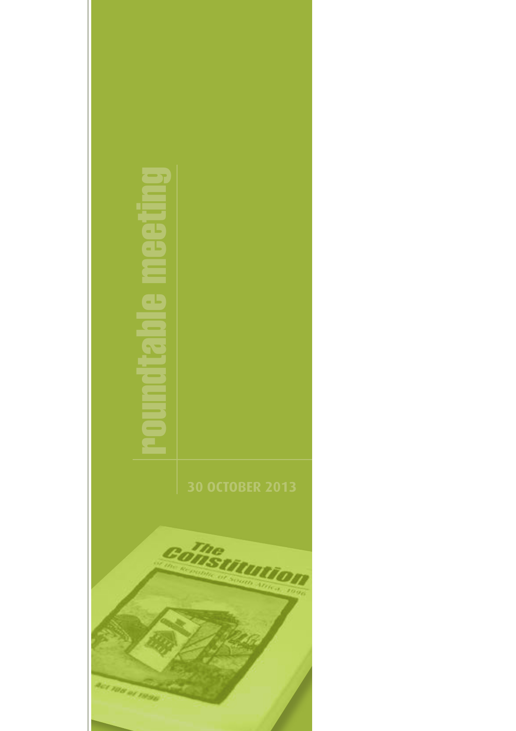# roundtable meeting

30 OCTOBER 2013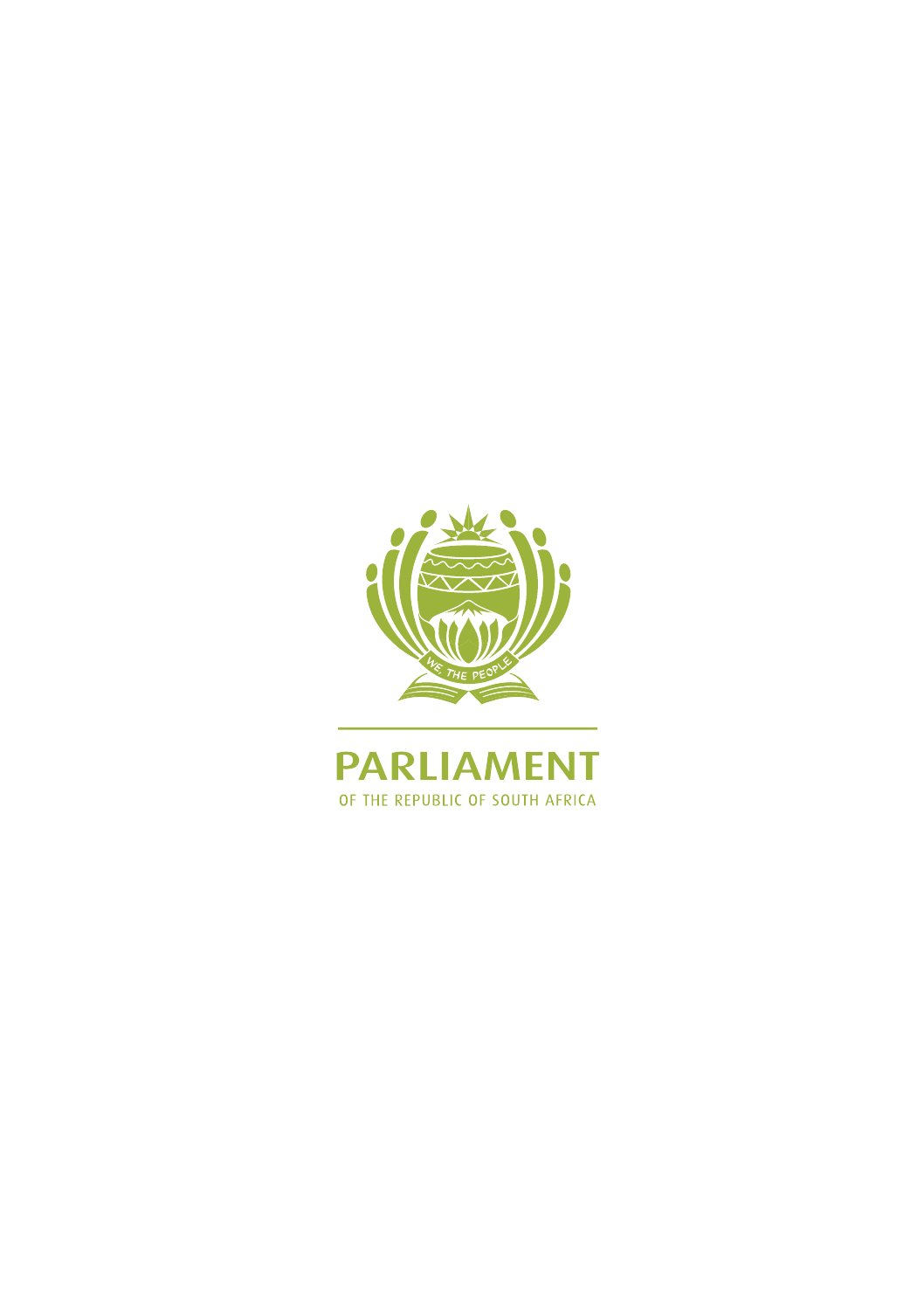WE THE PEOPLE

# PARLIAMENT

OF THE REPUBLIC OF SOUTH AFRICA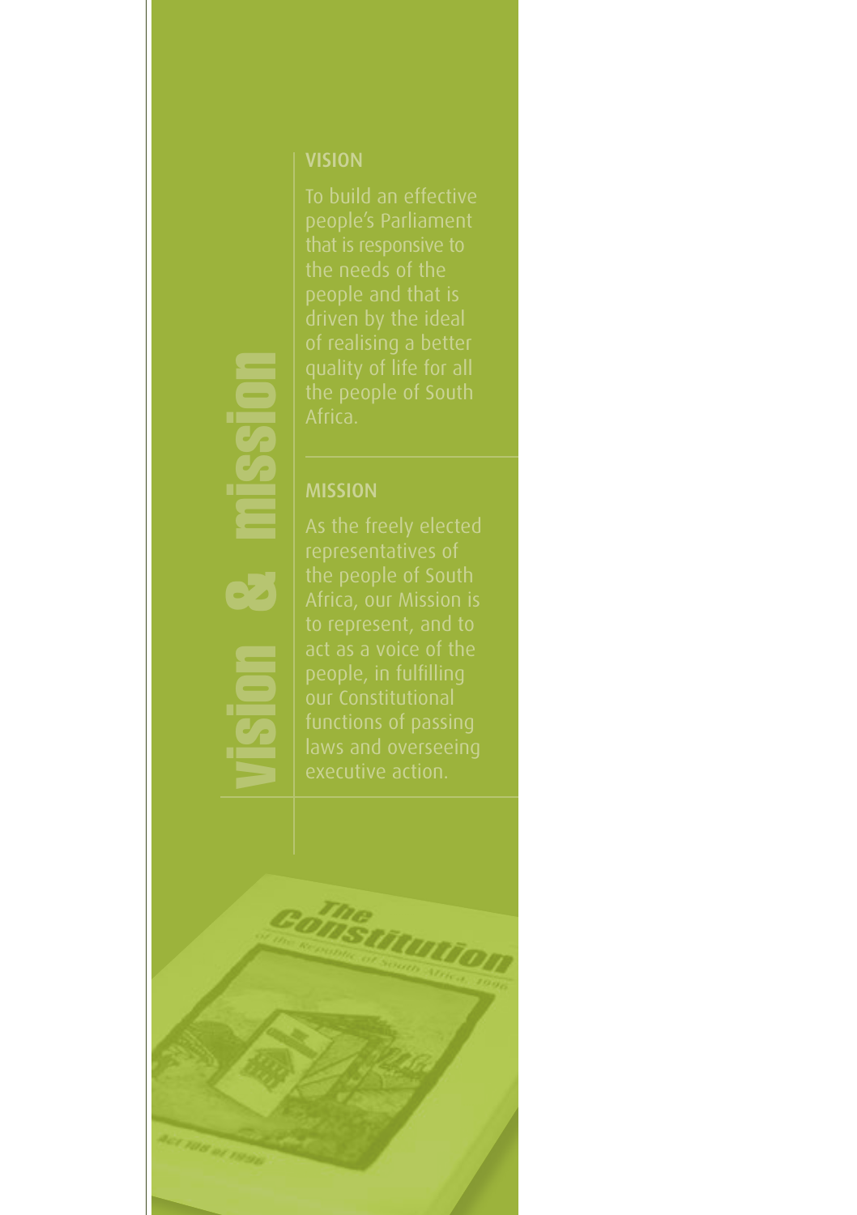# vision & mission

## VISION

To build an effective people's Parliament that is responsive to the needs of the people and that is driven by the ideal of realising a better quality of life for all the people of South Africa.

## MISSION

As the freely elected representatives of the people of South Africa, our Mission is to represent, and to act as a voice of the people, in fulfilling our Constitutional functions of passing laws and overseeing executive action.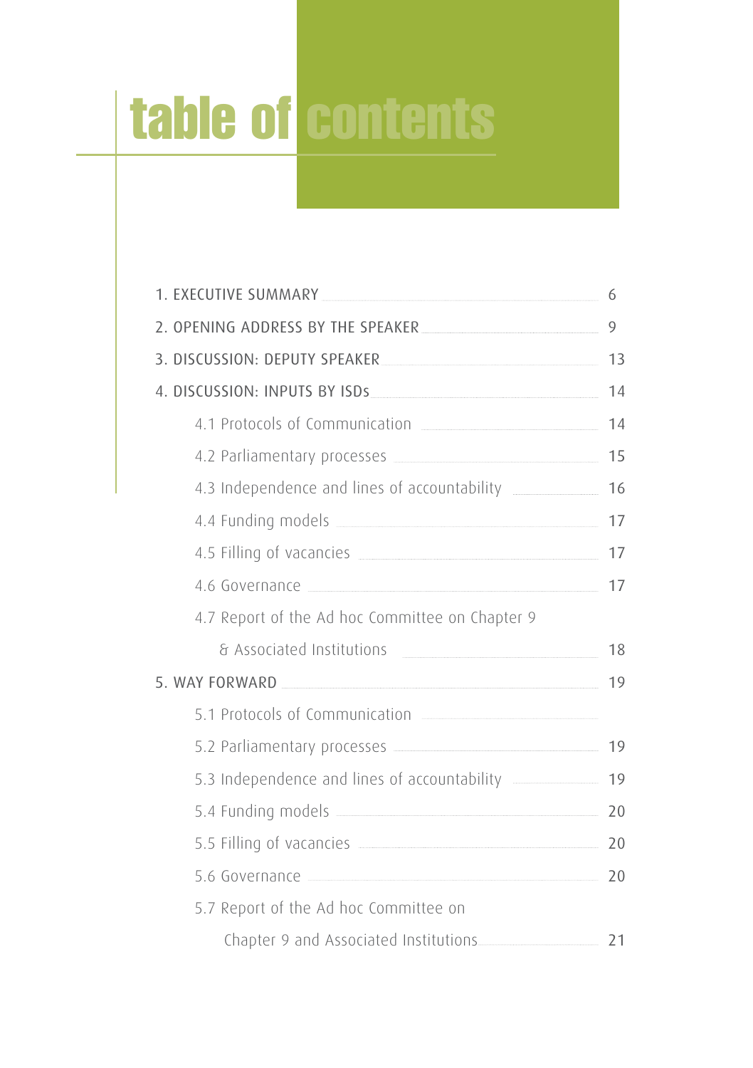# table of contents

1. EXECUTIVE SUMMARY ........ 6

2. OPENING ADDRESS BY THE SPEAKER ........ 9

3. DISCUSSION: DEPUTY SPEAKER ........ 13

4. DISCUSSION: INPUTS BY ISDs ........ 14

- 4.1 Protocols of Communication ........ 14
- 4.2 Parliamentary processes ........ 15
- 4.3 Independence and lines of accountability ........ 16
- 4.4 Funding models ........ 17
- 4.5 Filling of vacancies ........ 17
- 4.6 Governance ........ 17
- 4.7 Report of the Ad hoc Committee on Chapter 9 & Associated Institutions ........ 18

5. WAY FORWARD ........ 19

- 5.1 Protocols of Communication ........
- 5.2 Parliamentary processes ........ 19
- 5.3 Independence and lines of accountability ........ 19
- 5.4 Funding models ........ 20
- 5.5 Filling of vacancies ........ 20
- 5.6 Governance ........ 20
- 5.7 Report of the Ad hoc Committee on Chapter 9 and Associated Institutions ........ 21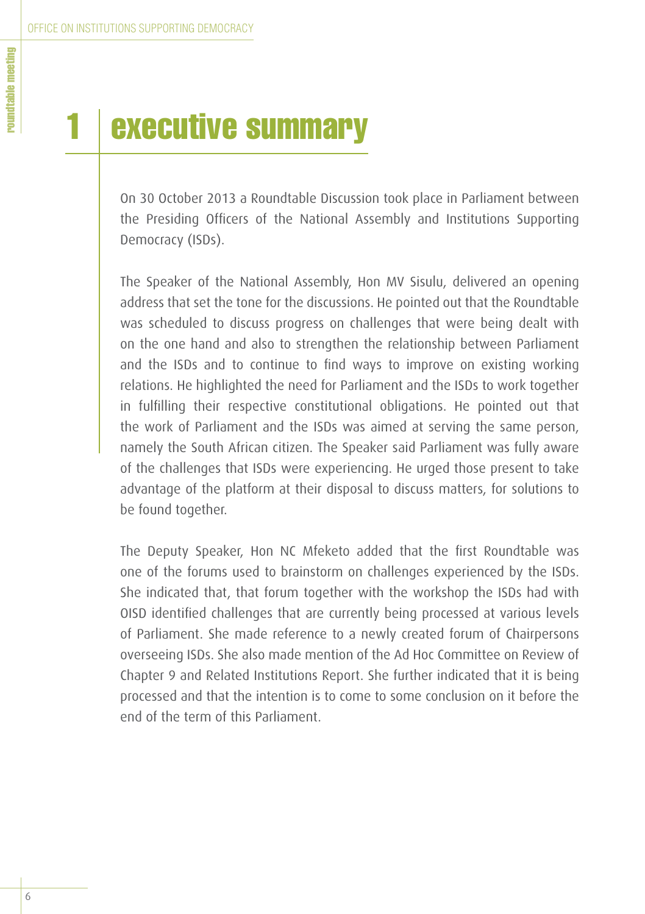# 1 executive summary

On 30 October 2013 a Roundtable Discussion took place in Parliament between the Presiding Officers of the National Assembly and Institutions Supporting Democracy (ISDs).

The Speaker of the National Assembly, Hon MV Sisulu, delivered an opening address that set the tone for the discussions. He pointed out that the Roundtable was scheduled to discuss progress on challenges that were being dealt with on the one hand and also to strengthen the relationship between Parliament and the ISDs and to continue to find ways to improve on existing working relations. He highlighted the need for Parliament and the ISDs to work together in fulfilling their respective constitutional obligations. He pointed out that the work of Parliament and the ISDs was aimed at serving the same person, namely the South African citizen. The Speaker said Parliament was fully aware of the challenges that ISDs were experiencing. He urged those present to take advantage of the platform at their disposal to discuss matters, for solutions to be found together.

The Deputy Speaker, Hon NC Mfeketo added that the first Roundtable was one of the forums used to brainstorm on challenges experienced by the ISDs. She indicated that, that forum together with the workshop the ISDs had with OISD identified challenges that are currently being processed at various levels of Parliament. She made reference to a newly created forum of Chairpersons overseeing ISDs. She also made mention of the Ad Hoc Committee on Review of Chapter 9 and Related Institutions Report. She further indicated that it is being processed and that the intention is to come to some conclusion on it before the end of the term of this Parliament.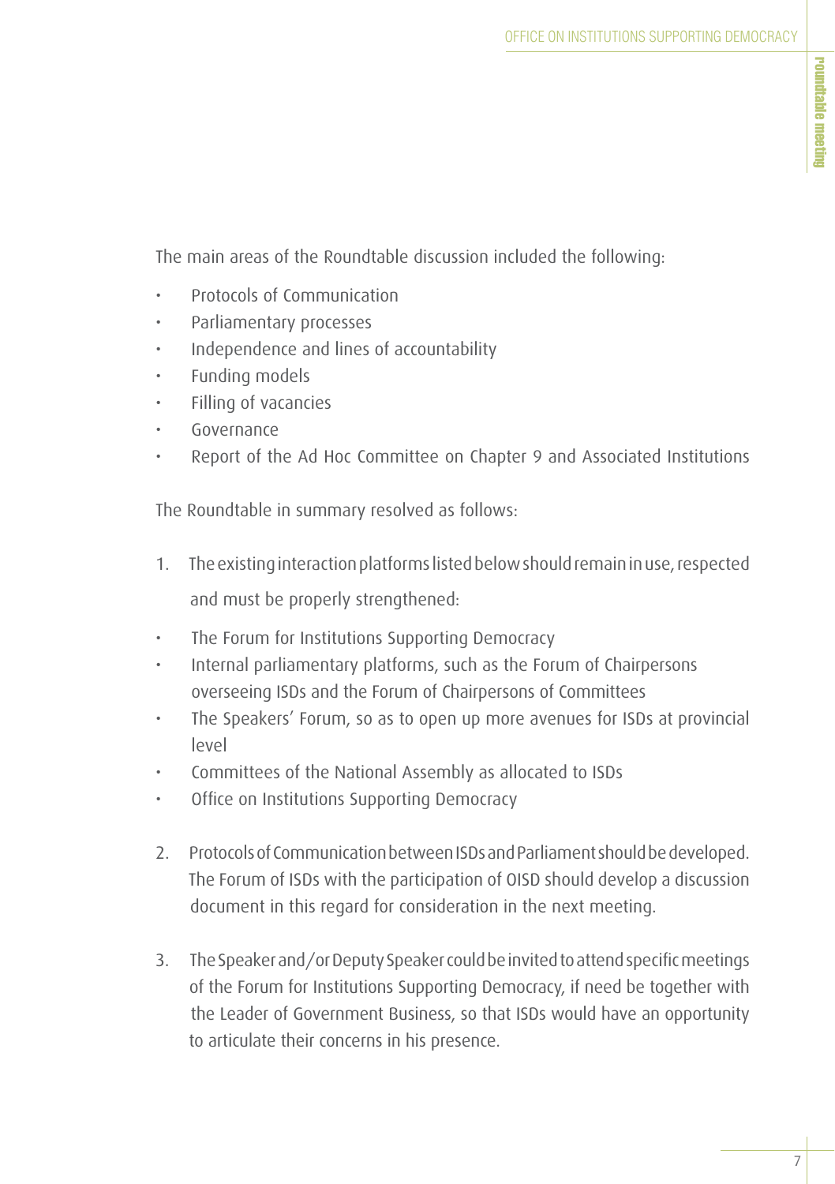The main areas of the Roundtable discussion included the following:

- Protocols of Communication
- Parliamentary processes
- Independence and lines of accountability
- Funding models
- Filling of vacancies
- Governance
- Report of the Ad Hoc Committee on Chapter 9 and Associated Institutions

The Roundtable in summary resolved as follows:

1. The existing interaction platforms listed below should remain in use, respected and must be properly strengthened:

- The Forum for Institutions Supporting Democracy
- Internal parliamentary platforms, such as the Forum of Chairpersons overseeing ISDs and the Forum of Chairpersons of Committees
- The Speakers' Forum, so as to open up more avenues for ISDs at provincial level
- Committees of the National Assembly as allocated to ISDs
- Office on Institutions Supporting Democracy

2. Protocols of Communication between ISDs and Parliament should be developed. The Forum of ISDs with the participation of OISD should develop a discussion document in this regard for consideration in the next meeting.

3. The Speaker and/or Deputy Speaker could be invited to attend specific meetings of the Forum for Institutions Supporting Democracy, if need be together with the Leader of Government Business, so that ISDs would have an opportunity to articulate their concerns in his presence.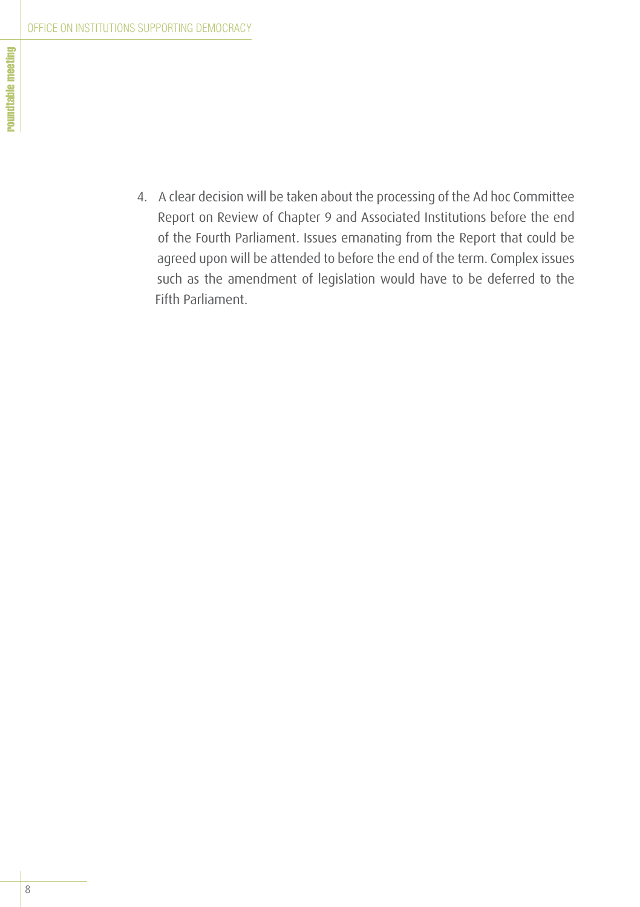4. A clear decision will be taken about the processing of the Ad hoc Committee Report on Review of Chapter 9 and Associated Institutions before the end of the Fourth Parliament. Issues emanating from the Report that could be agreed upon will be attended to before the end of the term. Complex issues such as the amendment of legislation would have to be deferred to the Fifth Parliament.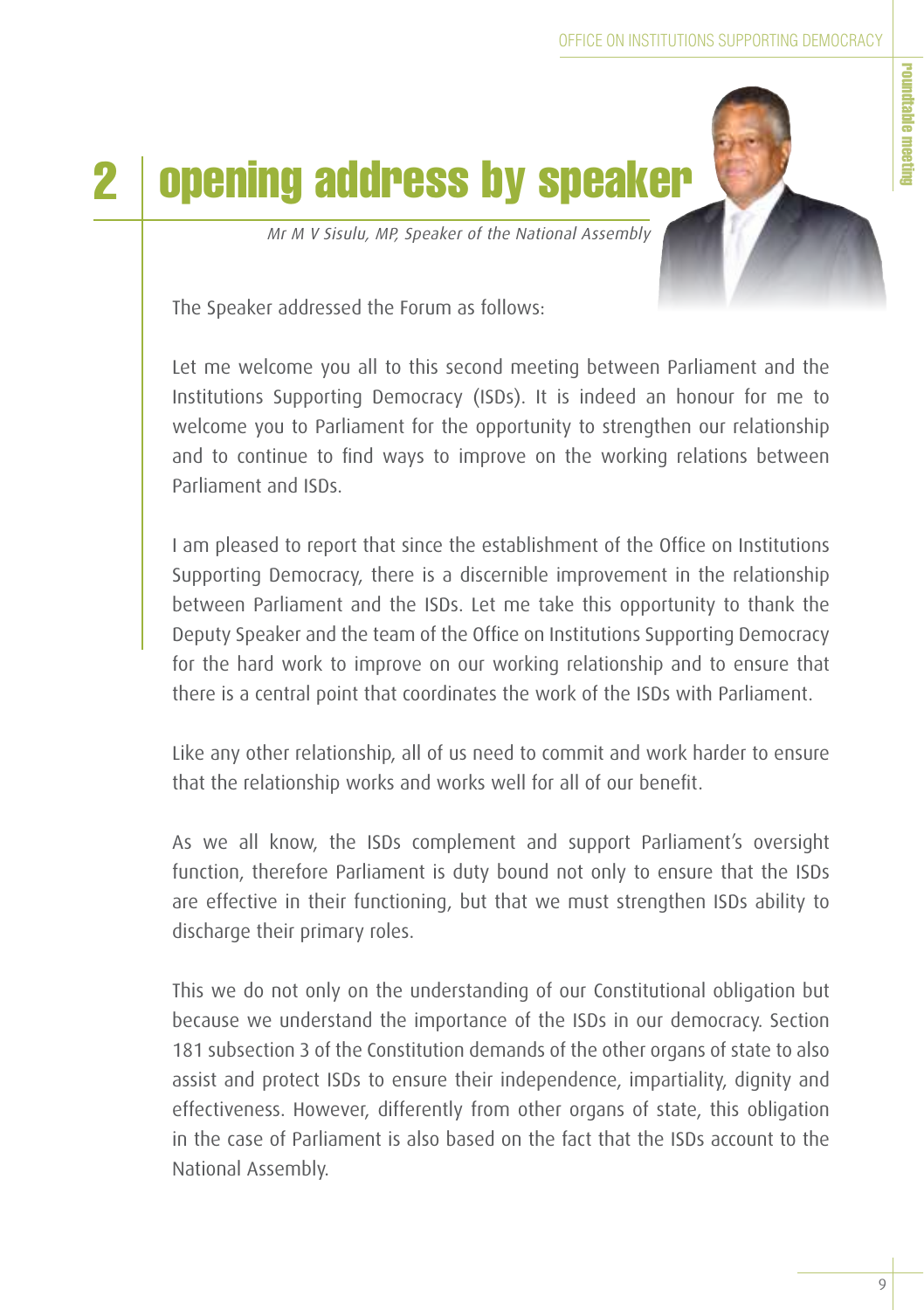# 2 opening address by speaker

*Mr M V Sisulu, MP, Speaker of the National Assembly*

The Speaker addressed the Forum as follows:

Let me welcome you all to this second meeting between Parliament and the Institutions Supporting Democracy (ISDs). It is indeed an honour for me to welcome you to Parliament for the opportunity to strengthen our relationship and to continue to find ways to improve on the working relations between Parliament and ISDs.

I am pleased to report that since the establishment of the Office on Institutions Supporting Democracy, there is a discernible improvement in the relationship between Parliament and the ISDs. Let me take this opportunity to thank the Deputy Speaker and the team of the Office on Institutions Supporting Democracy for the hard work to improve on our working relationship and to ensure that there is a central point that coordinates the work of the ISDs with Parliament.

Like any other relationship, all of us need to commit and work harder to ensure that the relationship works and works well for all of our benefit.

As we all know, the ISDs complement and support Parliament's oversight function, therefore Parliament is duty bound not only to ensure that the ISDs are effective in their functioning, but that we must strengthen ISDs ability to discharge their primary roles.

This we do not only on the understanding of our Constitutional obligation but because we understand the importance of the ISDs in our democracy. Section 181 subsection 3 of the Constitution demands of the other organs of state to also assist and protect ISDs to ensure their independence, impartiality, dignity and effectiveness. However, differently from other organs of state, this obligation in the case of Parliament is also based on the fact that the ISDs account to the National Assembly.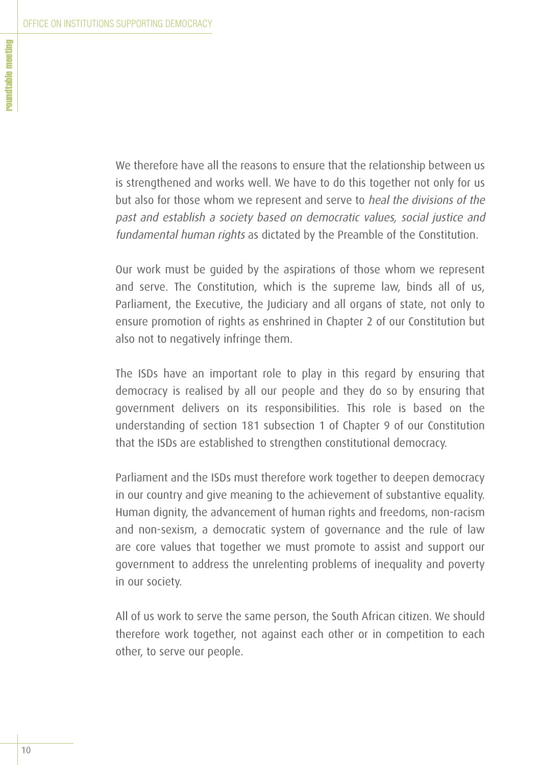We therefore have all the reasons to ensure that the relationship between us is strengthened and works well. We have to do this together not only for us but also for those whom we represent and serve to *heal the divisions of the past and establish a society based on democratic values, social justice and fundamental human rights* as dictated by the Preamble of the Constitution.

Our work must be guided by the aspirations of those whom we represent and serve. The Constitution, which is the supreme law, binds all of us, Parliament, the Executive, the Judiciary and all organs of state, not only to ensure promotion of rights as enshrined in Chapter 2 of our Constitution but also not to negatively infringe them.

The ISDs have an important role to play in this regard by ensuring that democracy is realised by all our people and they do so by ensuring that government delivers on its responsibilities. This role is based on the understanding of section 181 subsection 1 of Chapter 9 of our Constitution that the ISDs are established to strengthen constitutional democracy.

Parliament and the ISDs must therefore work together to deepen democracy in our country and give meaning to the achievement of substantive equality. Human dignity, the advancement of human rights and freedoms, non-racism and non-sexism, a democratic system of governance and the rule of law are core values that together we must promote to assist and support our government to address the unrelenting problems of inequality and poverty in our society.

All of us work to serve the same person, the South African citizen. We should therefore work together, not against each other or in competition to each other, to serve our people.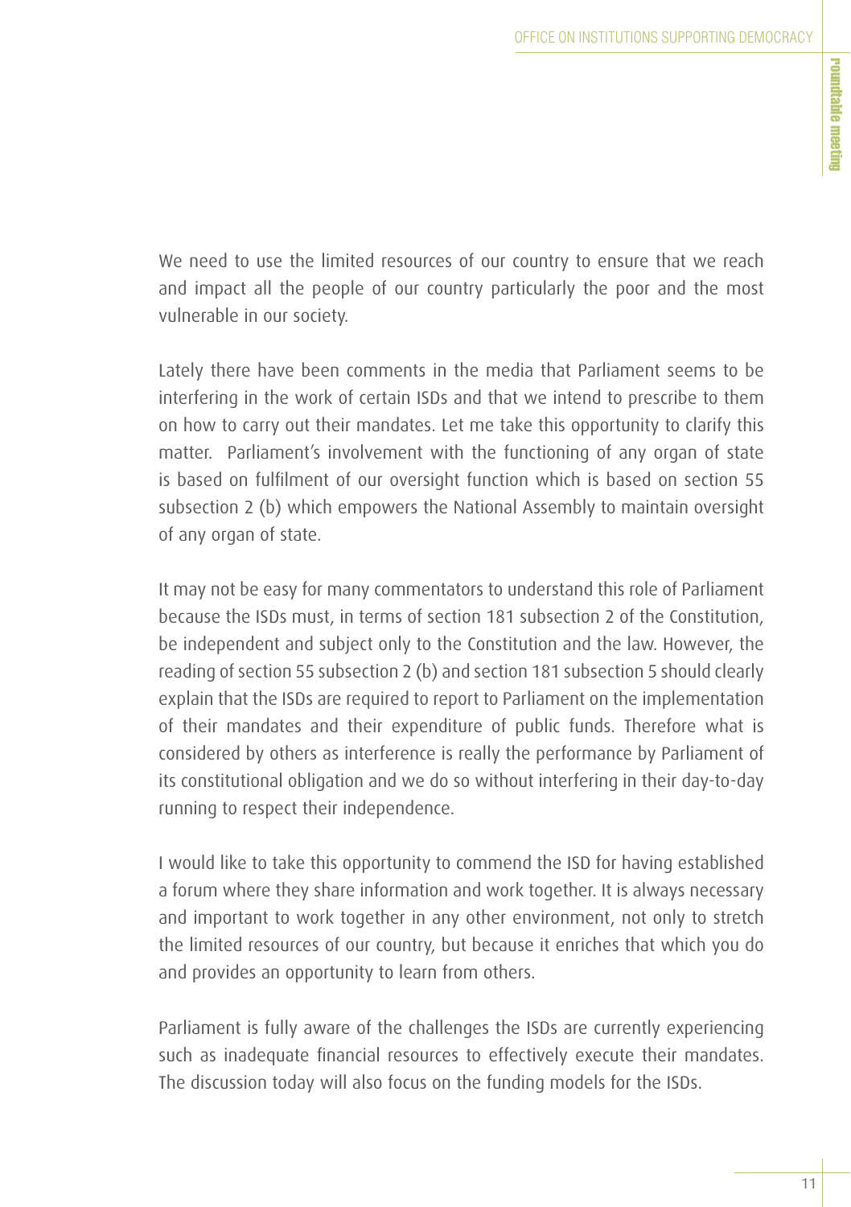We need to use the limited resources of our country to ensure that we reach and impact all the people of our country particularly the poor and the most vulnerable in our society.

Lately there have been comments in the media that Parliament seems to be interfering in the work of certain ISDs and that we intend to prescribe to them on how to carry out their mandates. Let me take this opportunity to clarify this matter. Parliament's involvement with the functioning of any organ of state is based on fulfilment of our oversight function which is based on section 55 subsection 2 (b) which empowers the National Assembly to maintain oversight of any organ of state.

It may not be easy for many commentators to understand this role of Parliament because the ISDs must, in terms of section 181 subsection 2 of the Constitution, be independent and subject only to the Constitution and the law. However, the reading of section 55 subsection 2 (b) and section 181 subsection 5 should clearly explain that the ISDs are required to report to Parliament on the implementation of their mandates and their expenditure of public funds. Therefore what is considered by others as interference is really the performance by Parliament of its constitutional obligation and we do so without interfering in their day-to-day running to respect their independence.

I would like to take this opportunity to commend the ISD for having established a forum where they share information and work together. It is always necessary and important to work together in any other environment, not only to stretch the limited resources of our country, but because it enriches that which you do and provides an opportunity to learn from others.

Parliament is fully aware of the challenges the ISDs are currently experiencing such as inadequate financial resources to effectively execute their mandates. The discussion today will also focus on the funding models for the ISDs.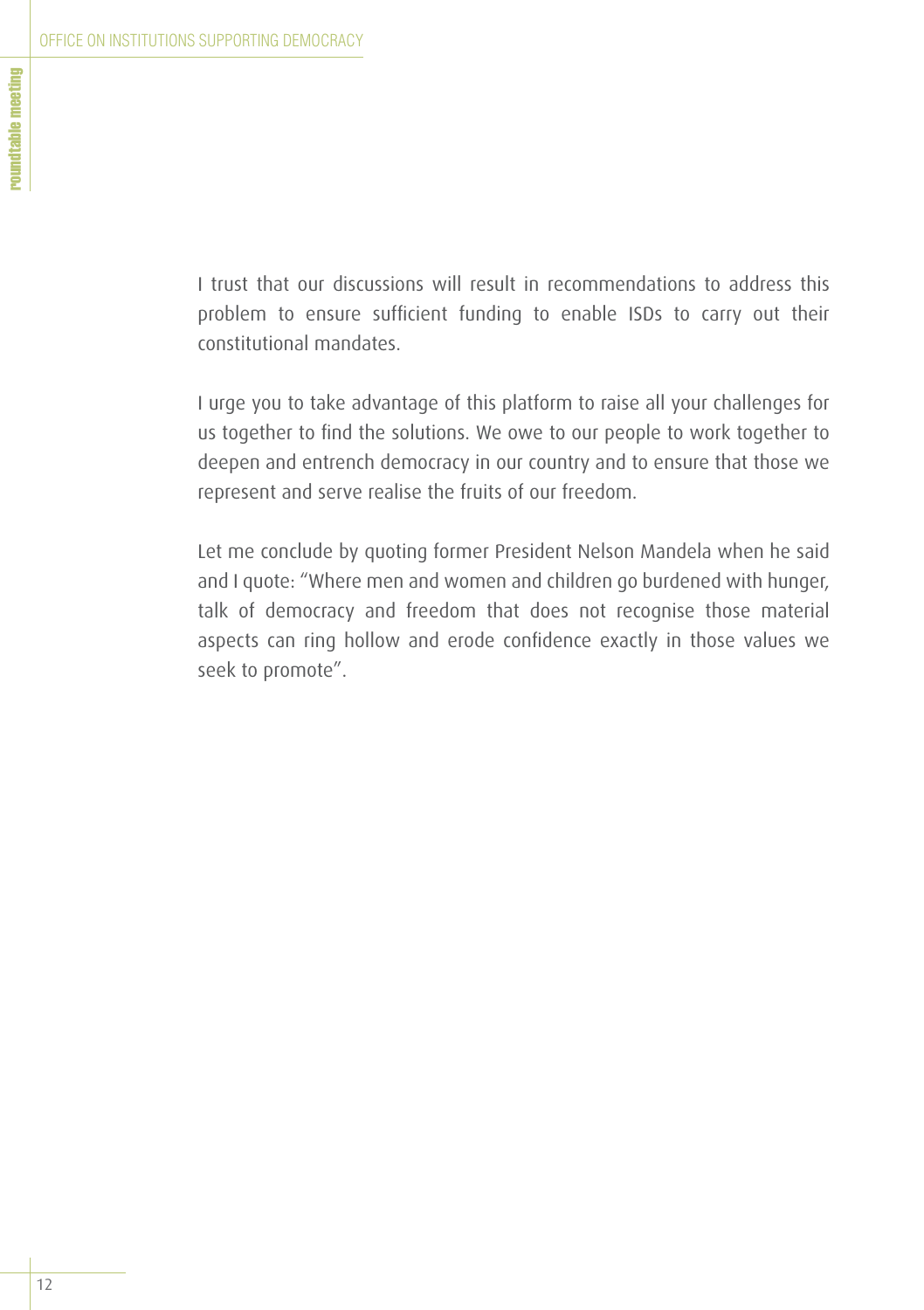I trust that our discussions will result in recommendations to address this problem to ensure sufficient funding to enable ISDs to carry out their constitutional mandates.

I urge you to take advantage of this platform to raise all your challenges for us together to find the solutions. We owe to our people to work together to deepen and entrench democracy in our country and to ensure that those we represent and serve realise the fruits of our freedom.

Let me conclude by quoting former President Nelson Mandela when he said and I quote: "Where men and women and children go burdened with hunger, talk of democracy and freedom that does not recognise those material aspects can ring hollow and erode confidence exactly in those values we seek to promote".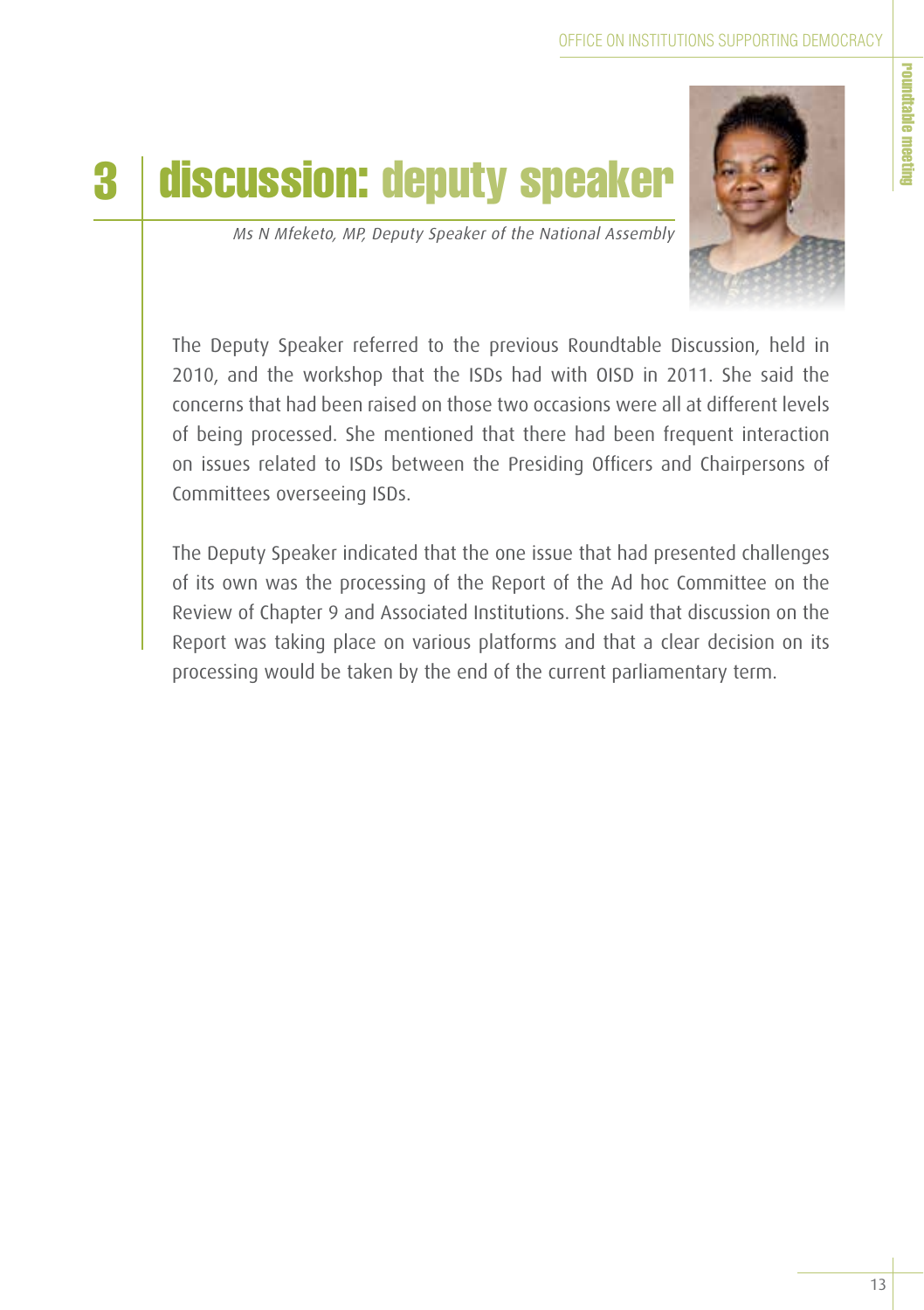# 3 discussion: deputy speaker

*Ms N Mfeketo, MP, Deputy Speaker of the National Assembly*

The Deputy Speaker referred to the previous Roundtable Discussion, held in 2010, and the workshop that the ISDs had with OISD in 2011. She said the concerns that had been raised on those two occasions were all at different levels of being processed. She mentioned that there had been frequent interaction on issues related to ISDs between the Presiding Officers and Chairpersons of Committees overseeing ISDs.

The Deputy Speaker indicated that the one issue that had presented challenges of its own was the processing of the Report of the Ad hoc Committee on the Review of Chapter 9 and Associated Institutions. She said that discussion on the Report was taking place on various platforms and that a clear decision on its processing would be taken by the end of the current parliamentary term.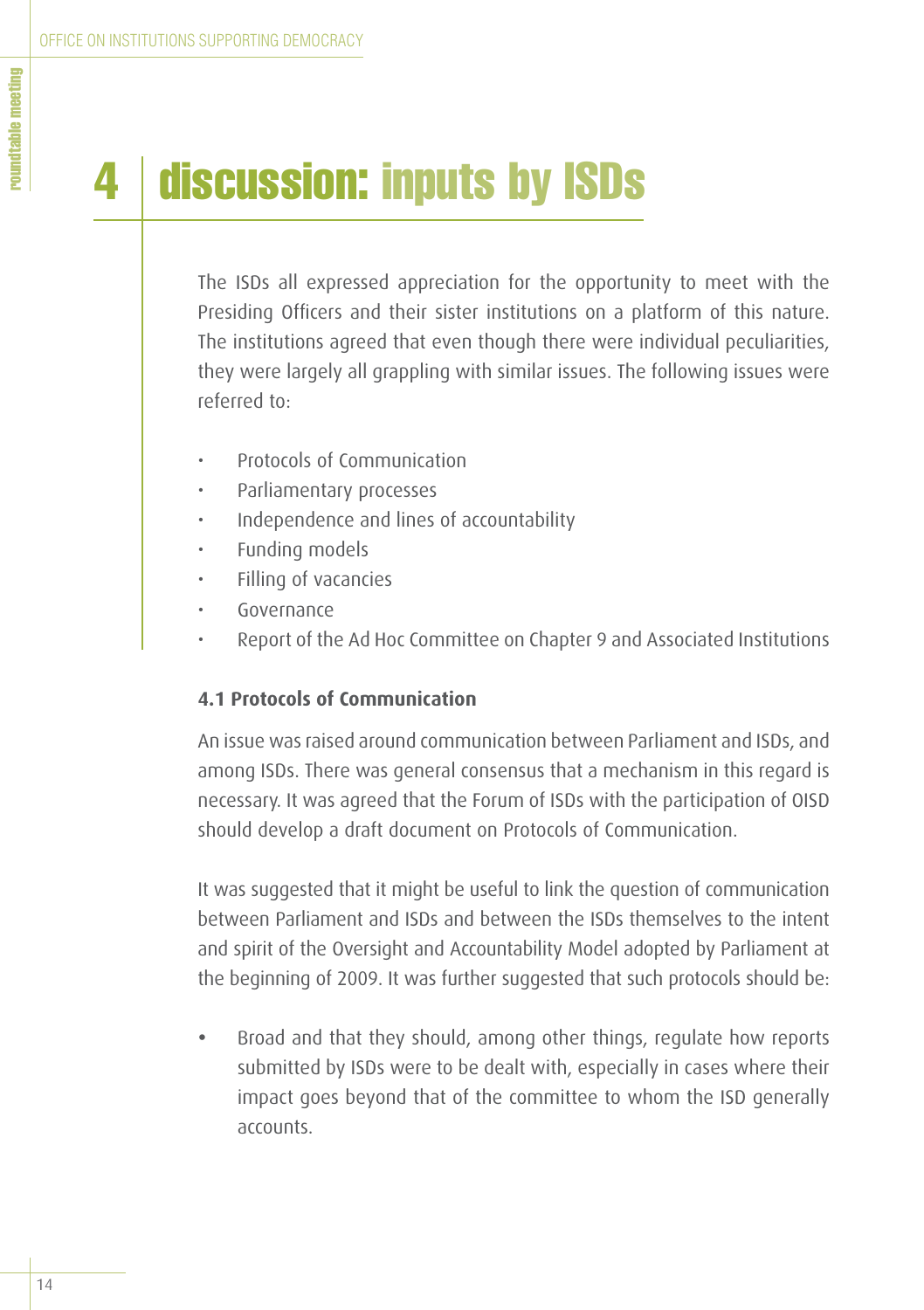# 4 discussion: inputs by ISDs

The ISDs all expressed appreciation for the opportunity to meet with the Presiding Officers and their sister institutions on a platform of this nature. The institutions agreed that even though there were individual peculiarities, they were largely all grappling with similar issues. The following issues were referred to:

- Protocols of Communication
- Parliamentary processes
- Independence and lines of accountability
- Funding models
- Filling of vacancies
- Governance
- Report of the Ad Hoc Committee on Chapter 9 and Associated Institutions

### 4.1 Protocols of Communication

An issue was raised around communication between Parliament and ISDs, and among ISDs. There was general consensus that a mechanism in this regard is necessary. It was agreed that the Forum of ISDs with the participation of OISD should develop a draft document on Protocols of Communication.

It was suggested that it might be useful to link the question of communication between Parliament and ISDs and between the ISDs themselves to the intent and spirit of the Oversight and Accountability Model adopted by Parliament at the beginning of 2009. It was further suggested that such protocols should be:

- Broad and that they should, among other things, regulate how reports submitted by ISDs were to be dealt with, especially in cases where their impact goes beyond that of the committee to whom the ISD generally accounts.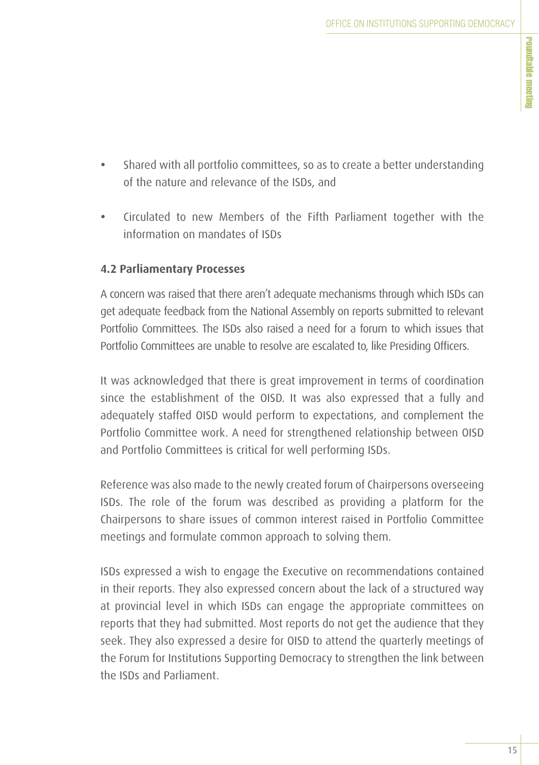- Shared with all portfolio committees, so as to create a better understanding of the nature and relevance of the ISDs, and
- Circulated to new Members of the Fifth Parliament together with the information on mandates of ISDs

### 4.2 Parliamentary Processes

A concern was raised that there aren't adequate mechanisms through which ISDs can get adequate feedback from the National Assembly on reports submitted to relevant Portfolio Committees. The ISDs also raised a need for a forum to which issues that Portfolio Committees are unable to resolve are escalated to, like Presiding Officers.

It was acknowledged that there is great improvement in terms of coordination since the establishment of the OISD. It was also expressed that a fully and adequately staffed OISD would perform to expectations, and complement the Portfolio Committee work. A need for strengthened relationship between OISD and Portfolio Committees is critical for well performing ISDs.

Reference was also made to the newly created forum of Chairpersons overseeing ISDs. The role of the forum was described as providing a platform for the Chairpersons to share issues of common interest raised in Portfolio Committee meetings and formulate common approach to solving them.

ISDs expressed a wish to engage the Executive on recommendations contained in their reports. They also expressed concern about the lack of a structured way at provincial level in which ISDs can engage the appropriate committees on reports that they had submitted. Most reports do not get the audience that they seek. They also expressed a desire for OISD to attend the quarterly meetings of the Forum for Institutions Supporting Democracy to strengthen the link between the ISDs and Parliament.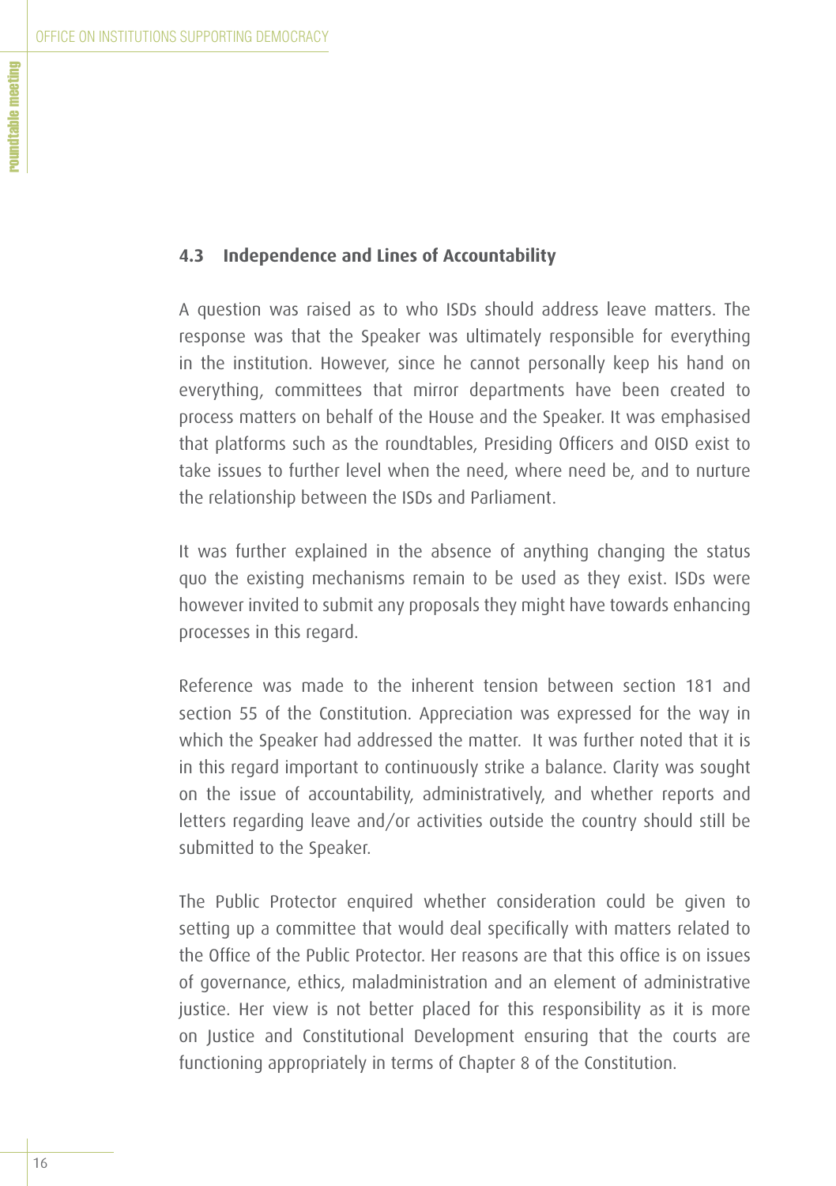### 4.3 Independence and Lines of Accountability

A question was raised as to who ISDs should address leave matters. The response was that the Speaker was ultimately responsible for everything in the institution. However, since he cannot personally keep his hand on everything, committees that mirror departments have been created to process matters on behalf of the House and the Speaker. It was emphasised that platforms such as the roundtables, Presiding Officers and OISD exist to take issues to further level when the need, where need be, and to nurture the relationship between the ISDs and Parliament.

It was further explained in the absence of anything changing the status quo the existing mechanisms remain to be used as they exist. ISDs were however invited to submit any proposals they might have towards enhancing processes in this regard.

Reference was made to the inherent tension between section 181 and section 55 of the Constitution. Appreciation was expressed for the way in which the Speaker had addressed the matter. It was further noted that it is in this regard important to continuously strike a balance. Clarity was sought on the issue of accountability, administratively, and whether reports and letters regarding leave and/or activities outside the country should still be submitted to the Speaker.

The Public Protector enquired whether consideration could be given to setting up a committee that would deal specifically with matters related to the Office of the Public Protector. Her reasons are that this office is on issues of governance, ethics, maladministration and an element of administrative justice. Her view is not better placed for this responsibility as it is more on Justice and Constitutional Development ensuring that the courts are functioning appropriately in terms of Chapter 8 of the Constitution.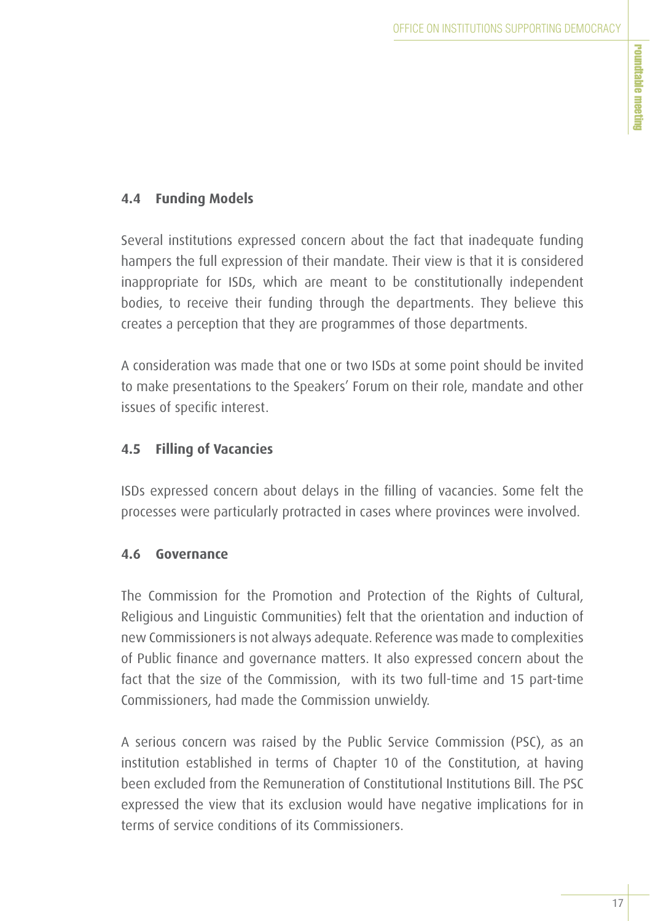### 4.4 Funding Models

Several institutions expressed concern about the fact that inadequate funding hampers the full expression of their mandate. Their view is that it is considered inappropriate for ISDs, which are meant to be constitutionally independent bodies, to receive their funding through the departments. They believe this creates a perception that they are programmes of those departments.

A consideration was made that one or two ISDs at some point should be invited to make presentations to the Speakers' Forum on their role, mandate and other issues of specific interest.

### 4.5 Filling of Vacancies

ISDs expressed concern about delays in the filling of vacancies. Some felt the processes were particularly protracted in cases where provinces were involved.

### 4.6 Governance

The Commission for the Promotion and Protection of the Rights of Cultural, Religious and Linguistic Communities) felt that the orientation and induction of new Commissioners is not always adequate. Reference was made to complexities of Public finance and governance matters. It also expressed concern about the fact that the size of the Commission, with its two full-time and 15 part-time Commissioners, had made the Commission unwieldy.

A serious concern was raised by the Public Service Commission (PSC), as an institution established in terms of Chapter 10 of the Constitution, at having been excluded from the Remuneration of Constitutional Institutions Bill. The PSC expressed the view that its exclusion would have negative implications for in terms of service conditions of its Commissioners.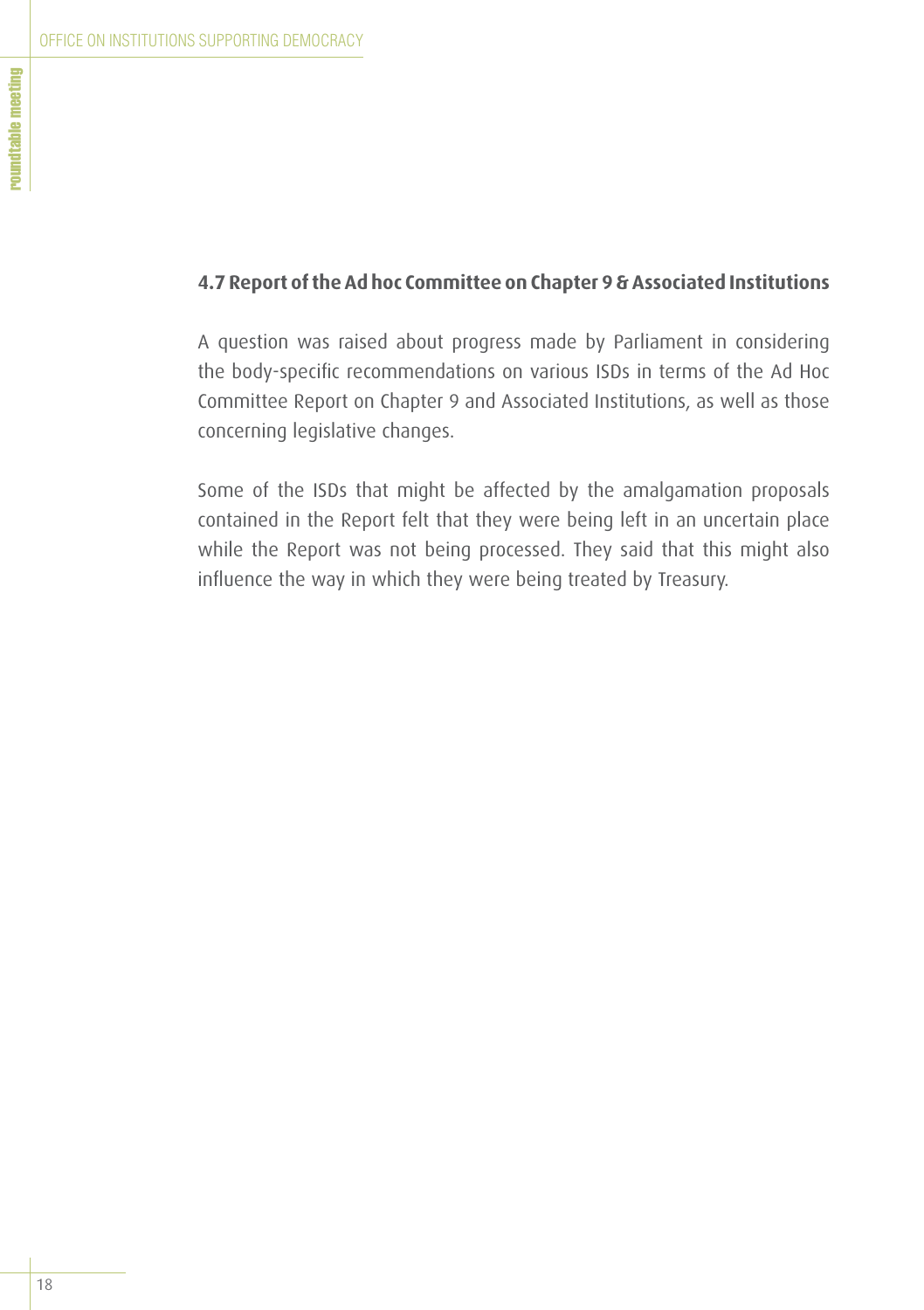### 4.7 Report of the Ad hoc Committee on Chapter 9 & Associated Institutions

A question was raised about progress made by Parliament in considering the body-specific recommendations on various ISDs in terms of the Ad Hoc Committee Report on Chapter 9 and Associated Institutions, as well as those concerning legislative changes.

Some of the ISDs that might be affected by the amalgamation proposals contained in the Report felt that they were being left in an uncertain place while the Report was not being processed. They said that this might also influence the way in which they were being treated by Treasury.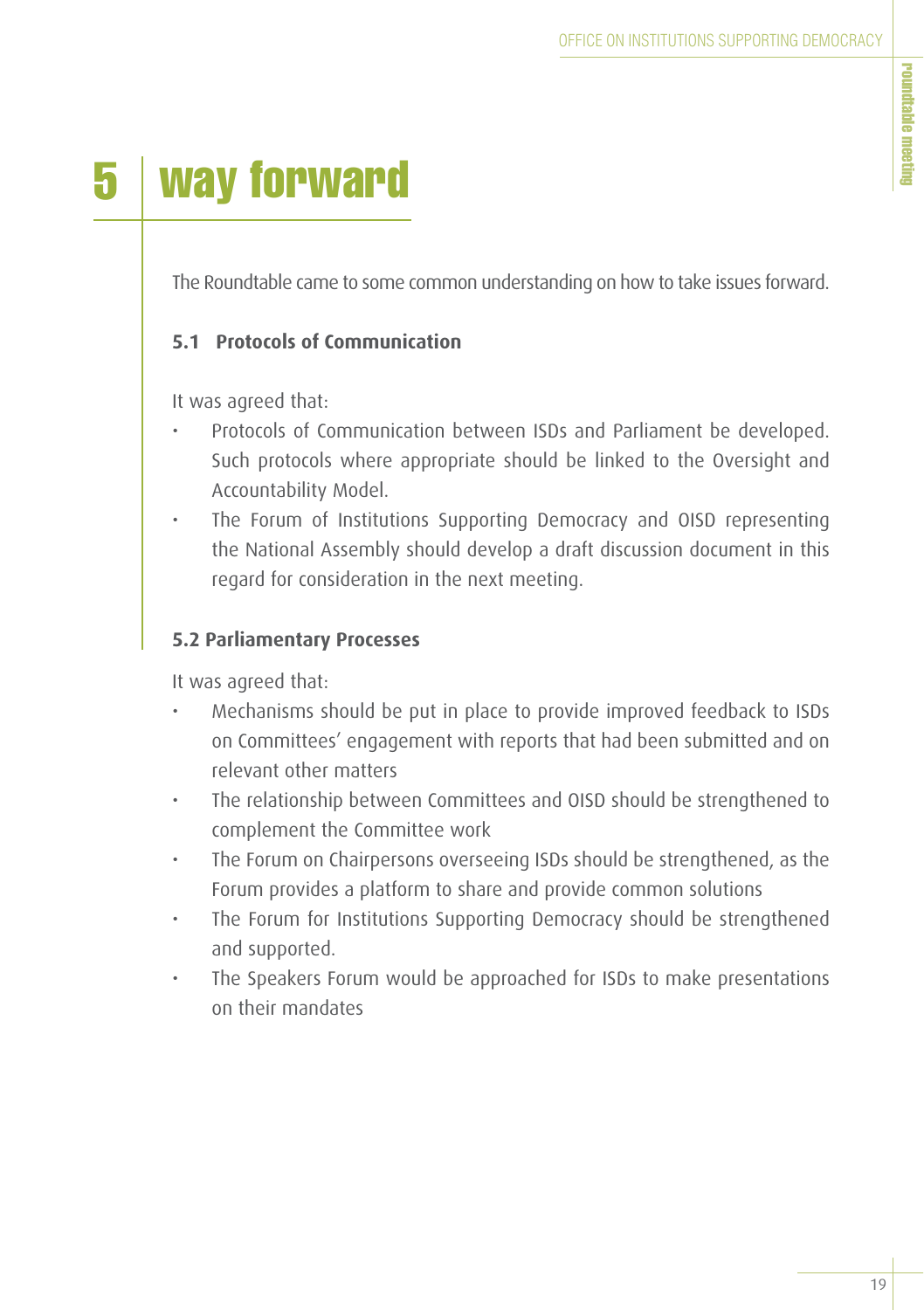# 5 way forward

The Roundtable came to some common understanding on how to take issues forward.

### 5.1 Protocols of Communication

It was agreed that:

- Protocols of Communication between ISDs and Parliament be developed. Such protocols where appropriate should be linked to the Oversight and Accountability Model.
- The Forum of Institutions Supporting Democracy and OISD representing the National Assembly should develop a draft discussion document in this regard for consideration in the next meeting.

### 5.2 Parliamentary Processes

It was agreed that:

- Mechanisms should be put in place to provide improved feedback to ISDs on Committees' engagement with reports that had been submitted and on relevant other matters
- The relationship between Committees and OISD should be strengthened to complement the Committee work
- The Forum on Chairpersons overseeing ISDs should be strengthened, as the Forum provides a platform to share and provide common solutions
- The Forum for Institutions Supporting Democracy should be strengthened and supported.
- The Speakers Forum would be approached for ISDs to make presentations on their mandates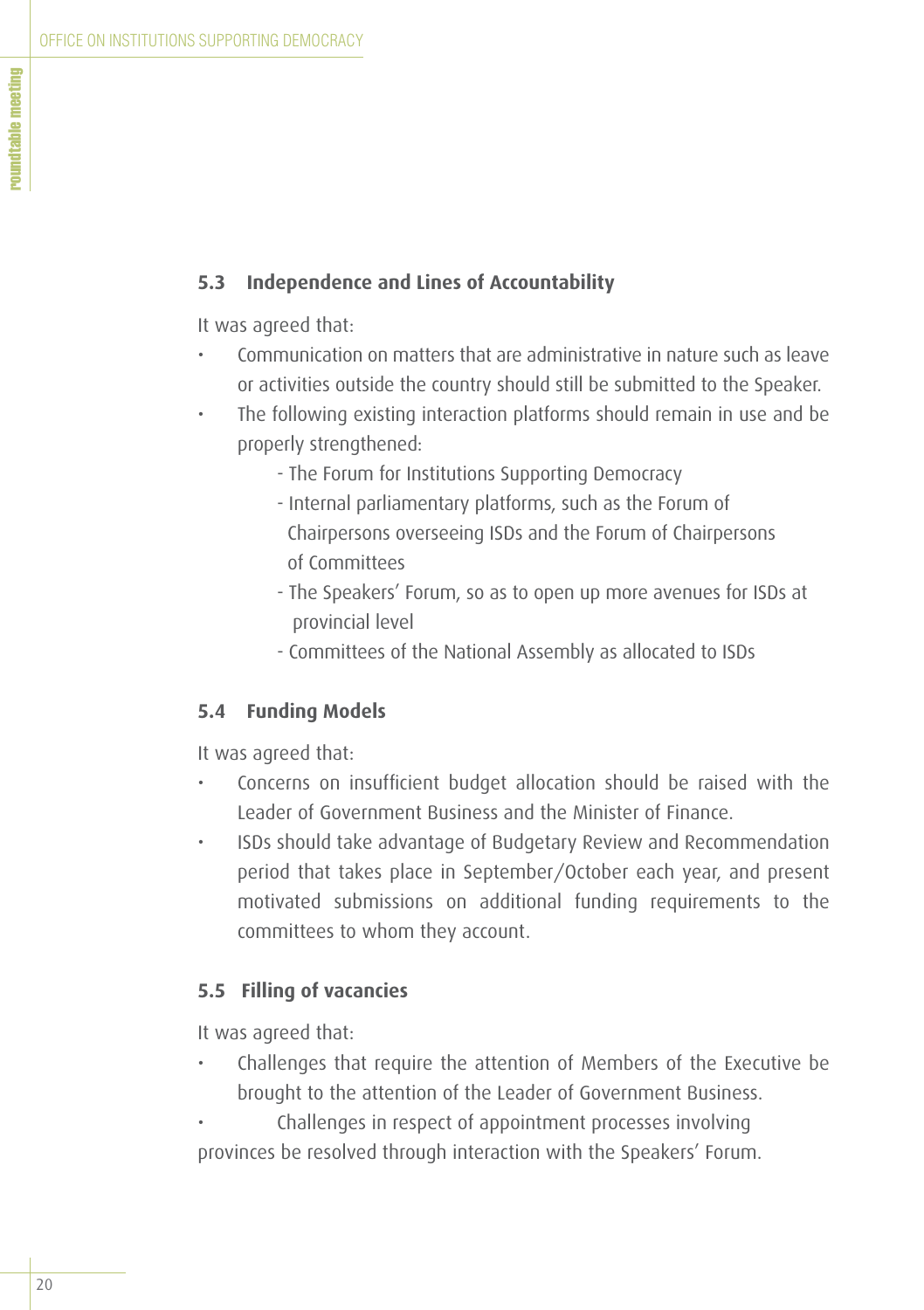### 5.3 Independence and Lines of Accountability

It was agreed that:

- Communication on matters that are administrative in nature such as leave or activities outside the country should still be submitted to the Speaker.
- The following existing interaction platforms should remain in use and be properly strengthened:
    - The Forum for Institutions Supporting Democracy
    - Internal parliamentary platforms, such as the Forum of Chairpersons overseeing ISDs and the Forum of Chairpersons of Committees
    - The Speakers' Forum, so as to open up more avenues for ISDs at provincial level
    - Committees of the National Assembly as allocated to ISDs

### 5.4 Funding Models

It was agreed that:

- Concerns on insufficient budget allocation should be raised with the Leader of Government Business and the Minister of Finance.
- ISDs should take advantage of Budgetary Review and Recommendation period that takes place in September/October each year, and present motivated submissions on additional funding requirements to the committees to whom they account.

### 5.5 Filling of vacancies

It was agreed that:

- Challenges that require the attention of Members of the Executive be brought to the attention of the Leader of Government Business.
- Challenges in respect of appointment processes involving provinces be resolved through interaction with the Speakers' Forum.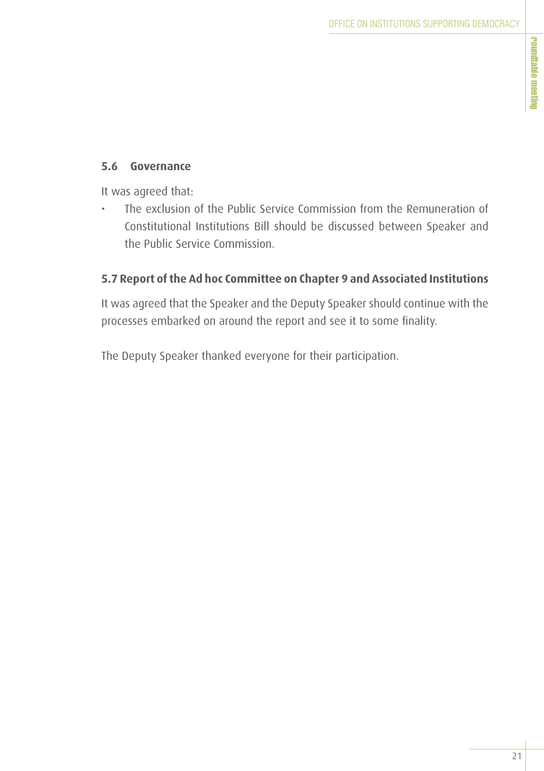### 5.6 Governance

It was agreed that:

- The exclusion of the Public Service Commission from the Remuneration of Constitutional Institutions Bill should be discussed between Speaker and the Public Service Commission.

### 5.7 Report of the Ad hoc Committee on Chapter 9 and Associated Institutions

It was agreed that the Speaker and the Deputy Speaker should continue with the processes embarked on around the report and see it to some finality.

The Deputy Speaker thanked everyone for their participation.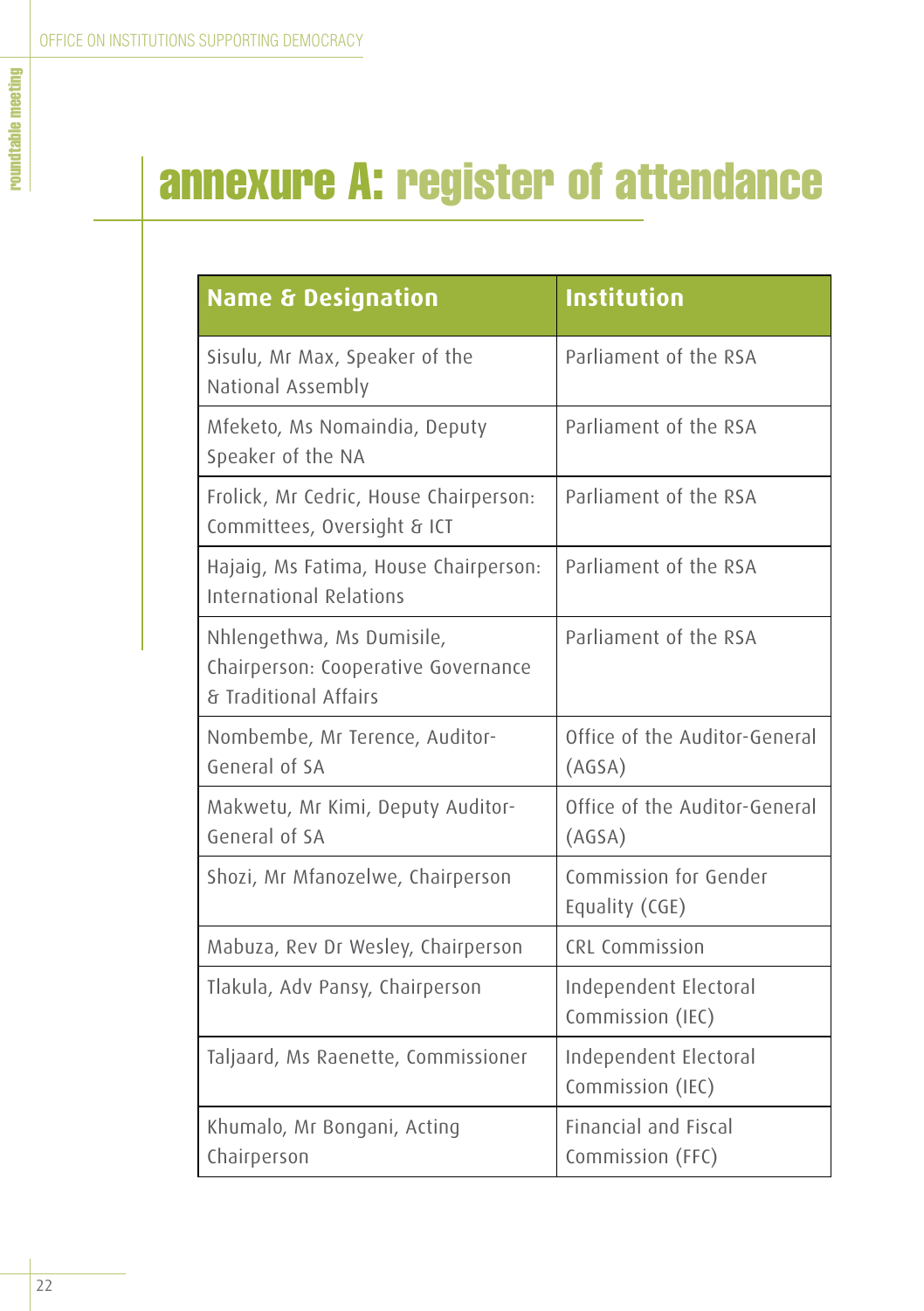# annexure A: register of attendance

| Name & Designation | Institution |
|---|---|
| Sisulu, Mr Max, Speaker of the National Assembly | Parliament of the RSA |
| Mfeketo, Ms Nomaindia, Deputy Speaker of the NA | Parliament of the RSA |
| Frolick, Mr Cedric, House Chairperson: Committees, Oversight & ICT | Parliament of the RSA |
| Hajaig, Ms Fatima, House Chairperson: International Relations | Parliament of the RSA |
| Nhlengethwa, Ms Dumisile, Chairperson: Cooperative Governance & Traditional Affairs | Parliament of the RSA |
| Nombembe, Mr Terence, Auditor-General of SA | Office of the Auditor-General (AGSA) |
| Makwetu, Mr Kimi, Deputy Auditor-General of SA | Office of the Auditor-General (AGSA) |
| Shozi, Mr Mfanozelwe, Chairperson | Commission for Gender Equality (CGE) |
| Mabuza, Rev Dr Wesley, Chairperson | CRL Commission |
| Tlakula, Adv Pansy, Chairperson | Independent Electoral Commission (IEC) |
| Taljaard, Ms Raenette, Commissioner | Independent Electoral Commission (IEC) |
| Khumalo, Mr Bongani, Acting Chairperson | Financial and Fiscal Commission (FFC) |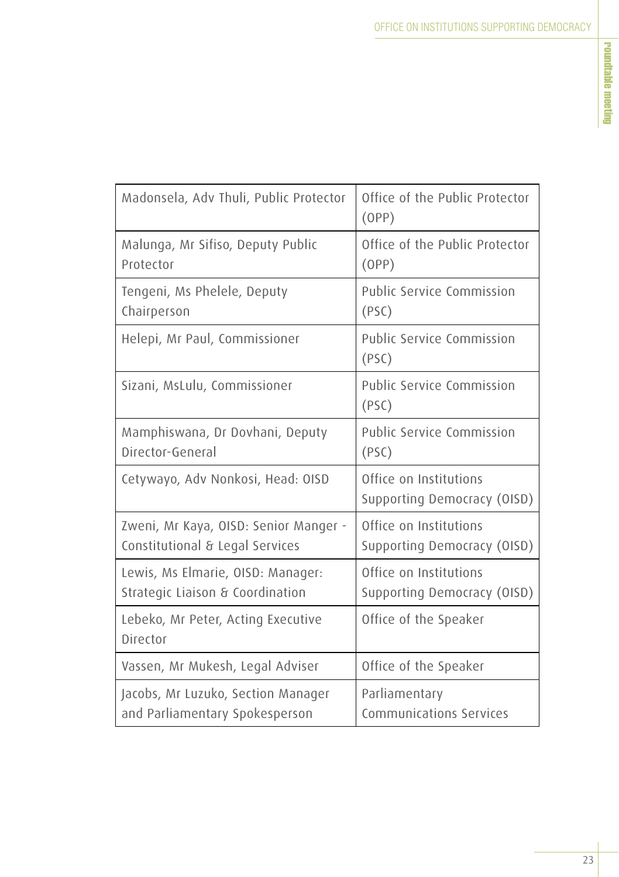| Madonsela, Adv Thuli, Public Protector | Office of the Public Protector (OPP) |
|---|---|
| Malunga, Mr Sifiso, Deputy Public Protector | Office of the Public Protector (OPP) |
| Tengeni, Ms Phelele, Deputy Chairperson | Public Service Commission (PSC) |
| Helepi, Mr Paul, Commissioner | Public Service Commission (PSC) |
| Sizani, MsLulu, Commissioner | Public Service Commission (PSC) |
| Mamphiswana, Dr Dovhani, Deputy Director-General | Public Service Commission (PSC) |
| Cetywayo, Adv Nonkosi, Head: OISD | Office on Institutions Supporting Democracy (OISD) |
| Zweni, Mr Kaya, OISD: Senior Manger - Constitutional & Legal Services | Office on Institutions Supporting Democracy (OISD) |
| Lewis, Ms Elmarie, OISD: Manager: Strategic Liaison & Coordination | Office on Institutions Supporting Democracy (OISD) |
| Lebeko, Mr Peter, Acting Executive Director | Office of the Speaker |
| Vassen, Mr Mukesh, Legal Adviser | Office of the Speaker |
| Jacobs, Mr Luzuko, Section Manager and Parliamentary Spokesperson | Parliamentary Communications Services |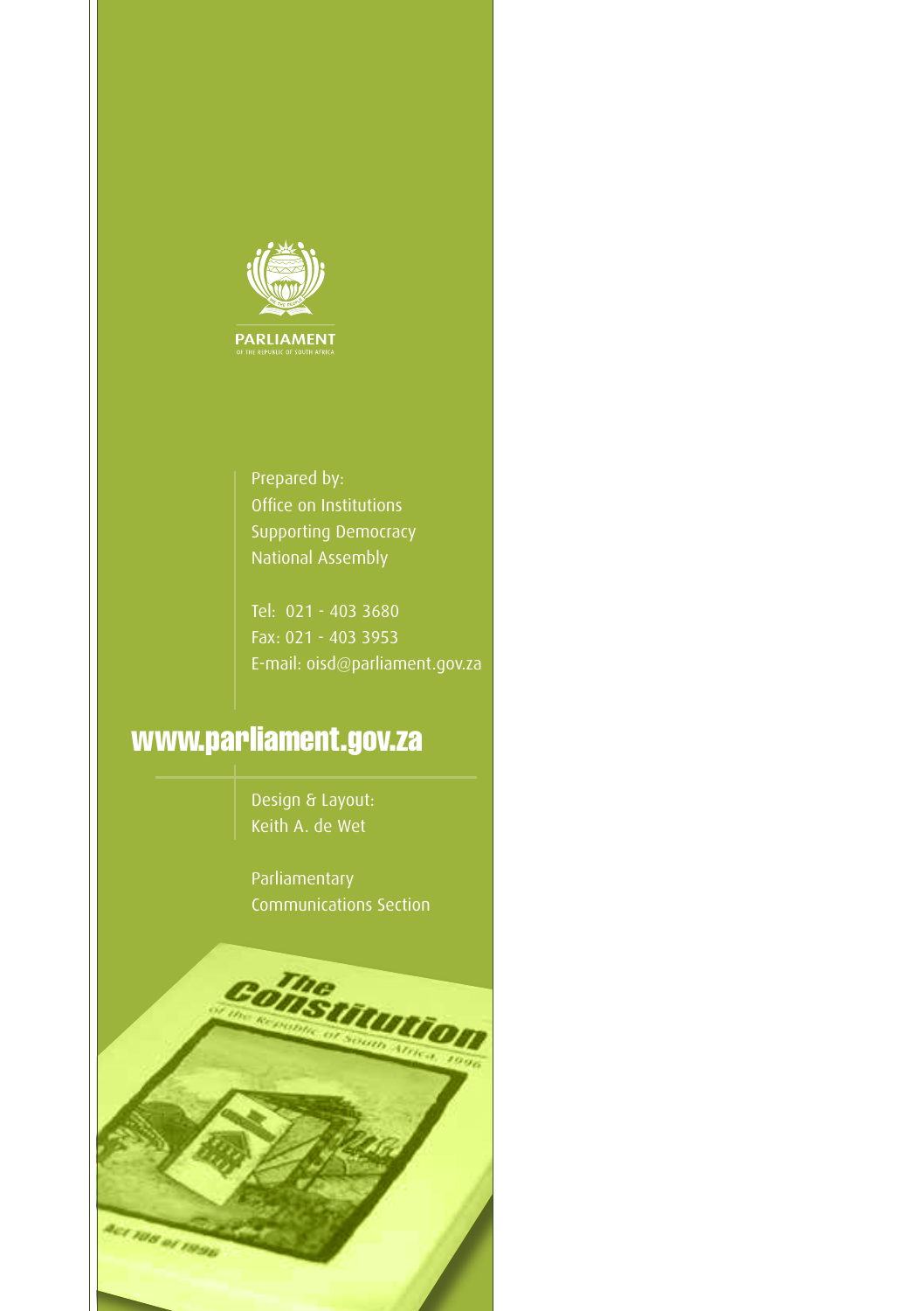PARLIAMENT

OF THE REPUBLIC OF SOUTH AFRICA

Prepared by:
Office on Institutions
Supporting Democracy
National Assembly

Tel: 021 - 403 3680
Fax: 021 - 403 3953
E-mail: oisd@parliament.gov.za

## www.parliament.gov.za

Design & Layout:
Keith A. de Wet

Parliamentary
Communications Section